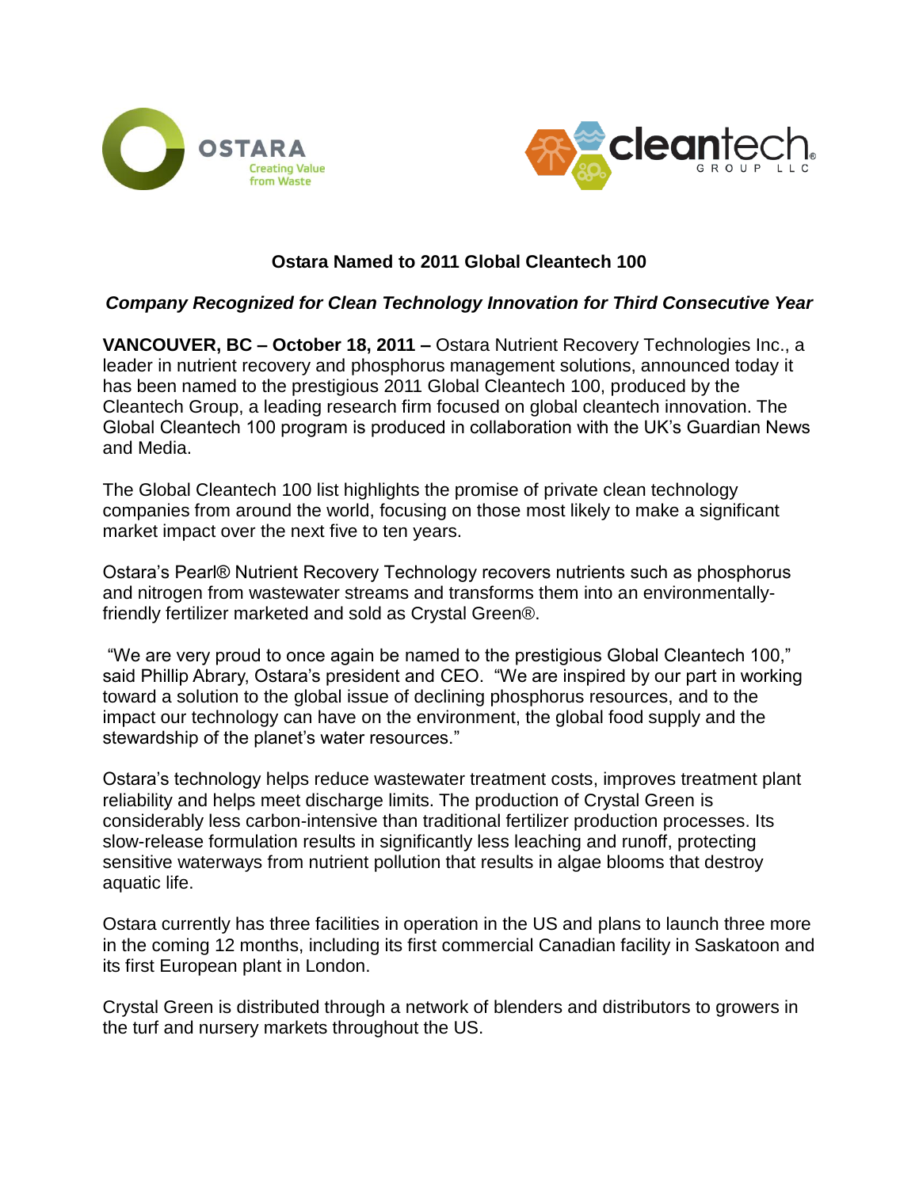# Ostara Named to 2011 Global Cleantech 100

***Company Recognized for Clean Technology Innovation for Third Consecutive Year***

**VANCOUVER, BC – October 18, 2011 –** Ostara Nutrient Recovery Technologies Inc., a leader in nutrient recovery and phosphorus management solutions, announced today it has been named to the prestigious 2011 Global Cleantech 100, produced by the Cleantech Group, a leading research firm focused on global cleantech innovation. The Global Cleantech 100 program is produced in collaboration with the UK's Guardian News and Media.

The Global Cleantech 100 list highlights the promise of private clean technology companies from around the world, focusing on those most likely to make a significant market impact over the next five to ten years.

Ostara's Pearl® Nutrient Recovery Technology recovers nutrients such as phosphorus and nitrogen from wastewater streams and transforms them into an environmentally-friendly fertilizer marketed and sold as Crystal Green®.

"We are very proud to once again be named to the prestigious Global Cleantech 100," said Phillip Abrary, Ostara's president and CEO. "We are inspired by our part in working toward a solution to the global issue of declining phosphorus resources, and to the impact our technology can have on the environment, the global food supply and the stewardship of the planet's water resources."

Ostara's technology helps reduce wastewater treatment costs, improves treatment plant reliability and helps meet discharge limits. The production of Crystal Green is considerably less carbon-intensive than traditional fertilizer production processes. Its slow-release formulation results in significantly less leaching and runoff, protecting sensitive waterways from nutrient pollution that results in algae blooms that destroy aquatic life.

Ostara currently has three facilities in operation in the US and plans to launch three more in the coming 12 months, including its first commercial Canadian facility in Saskatoon and its first European plant in London.

Crystal Green is distributed through a network of blenders and distributors to growers in the turf and nursery markets throughout the US.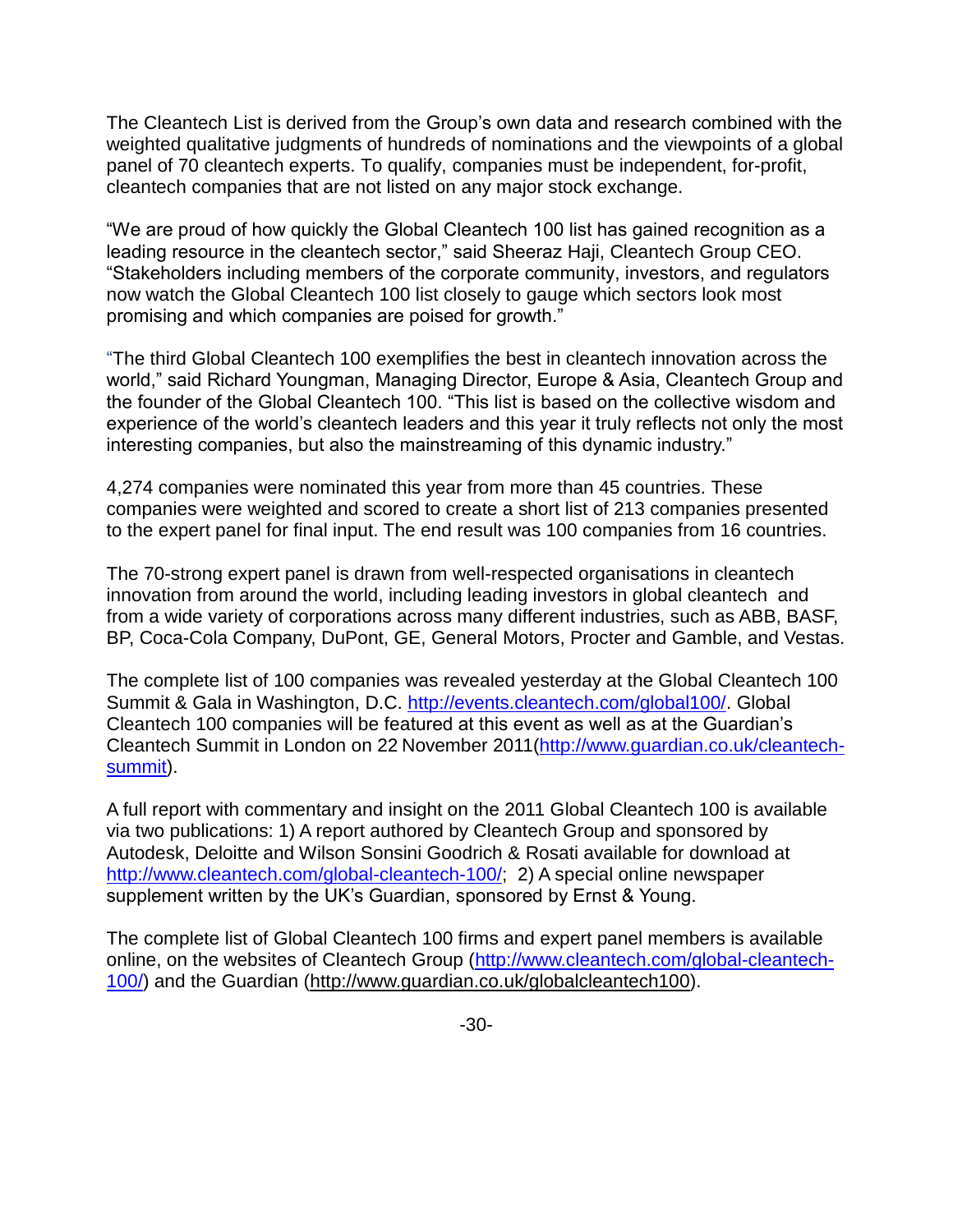The Cleantech List is derived from the Group's own data and research combined with the weighted qualitative judgments of hundreds of nominations and the viewpoints of a global panel of 70 cleantech experts. To qualify, companies must be independent, for-profit, cleantech companies that are not listed on any major stock exchange.

"We are proud of how quickly the Global Cleantech 100 list has gained recognition as a leading resource in the cleantech sector," said Sheeraz Haji, Cleantech Group CEO. "Stakeholders including members of the corporate community, investors, and regulators now watch the Global Cleantech 100 list closely to gauge which sectors look most promising and which companies are poised for growth."

"The third Global Cleantech 100 exemplifies the best in cleantech innovation across the world," said Richard Youngman, Managing Director, Europe & Asia, Cleantech Group and the founder of the Global Cleantech 100. "This list is based on the collective wisdom and experience of the world's cleantech leaders and this year it truly reflects not only the most interesting companies, but also the mainstreaming of this dynamic industry."

4,274 companies were nominated this year from more than 45 countries. These companies were weighted and scored to create a short list of 213 companies presented to the expert panel for final input. The end result was 100 companies from 16 countries.

The 70-strong expert panel is drawn from well-respected organisations in cleantech innovation from around the world, including leading investors in global cleantech and from a wide variety of corporations across many different industries, such as ABB, BASF, BP, Coca-Cola Company, DuPont, GE, General Motors, Procter and Gamble, and Vestas.

The complete list of 100 companies was revealed yesterday at the Global Cleantech 100 Summit & Gala in Washington, D.C. http://events.cleantech.com/global100/. Global Cleantech 100 companies will be featured at this event as well as at the Guardian's Cleantech Summit in London on 22 November 2011(http://www.guardian.co.uk/cleantech-summit).

A full report with commentary and insight on the 2011 Global Cleantech 100 is available via two publications: 1) A report authored by Cleantech Group and sponsored by Autodesk, Deloitte and Wilson Sonsini Goodrich & Rosati available for download at http://www.cleantech.com/global-cleantech-100/; 2) A special online newspaper supplement written by the UK's Guardian, sponsored by Ernst & Young.

The complete list of Global Cleantech 100 firms and expert panel members is available online, on the websites of Cleantech Group (http://www.cleantech.com/global-cleantech-100/) and the Guardian (http://www.guardian.co.uk/globalcleantech100).

-30-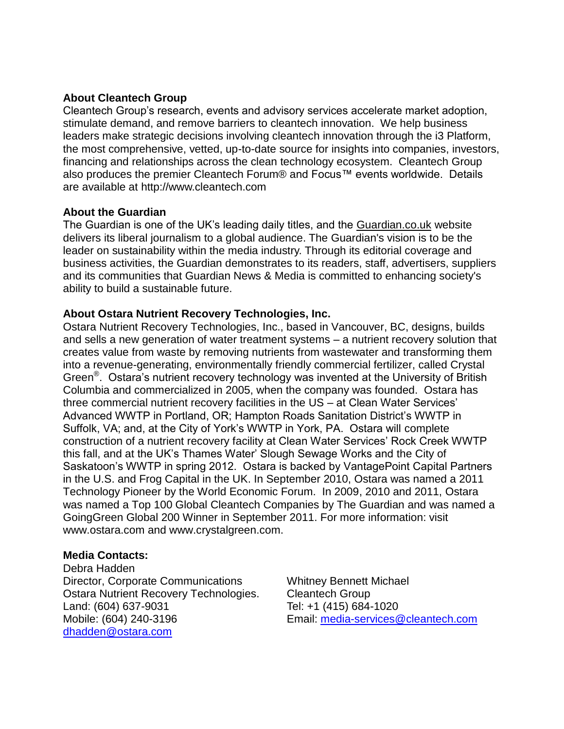**About Cleantech Group**

Cleantech Group's research, events and advisory services accelerate market adoption, stimulate demand, and remove barriers to cleantech innovation. We help business leaders make strategic decisions involving cleantech innovation through the i3 Platform, the most comprehensive, vetted, up-to-date source for insights into companies, investors, financing and relationships across the clean technology ecosystem. Cleantech Group also produces the premier Cleantech Forum® and Focus™ events worldwide. Details are available at http://www.cleantech.com

**About the Guardian**

The Guardian is one of the UK's leading daily titles, and the Guardian.co.uk website delivers its liberal journalism to a global audience. The Guardian's vision is to be the leader on sustainability within the media industry. Through its editorial coverage and business activities, the Guardian demonstrates to its readers, staff, advertisers, suppliers and its communities that Guardian News & Media is committed to enhancing society's ability to build a sustainable future.

**About Ostara Nutrient Recovery Technologies, Inc.**

Ostara Nutrient Recovery Technologies, Inc., based in Vancouver, BC, designs, builds and sells a new generation of water treatment systems – a nutrient recovery solution that creates value from waste by removing nutrients from wastewater and transforming them into a revenue-generating, environmentally friendly commercial fertilizer, called Crystal Green®. Ostara's nutrient recovery technology was invented at the University of British Columbia and commercialized in 2005, when the company was founded. Ostara has three commercial nutrient recovery facilities in the US – at Clean Water Services' Advanced WWTP in Portland, OR; Hampton Roads Sanitation District's WWTP in Suffolk, VA; and, at the City of York's WWTP in York, PA. Ostara will complete construction of a nutrient recovery facility at Clean Water Services' Rock Creek WWTP this fall, and at the UK's Thames Water' Slough Sewage Works and the City of Saskatoon's WWTP in spring 2012. Ostara is backed by VantagePoint Capital Partners in the U.S. and Frog Capital in the UK. In September 2010, Ostara was named a 2011 Technology Pioneer by the World Economic Forum. In 2009, 2010 and 2011, Ostara was named a Top 100 Global Cleantech Companies by The Guardian and was named a GoingGreen Global 200 Winner in September 2011. For more information: visit www.ostara.com and www.crystalgreen.com.

**Media Contacts:**

Debra Hadden
Director, Corporate Communications
Ostara Nutrient Recovery Technologies.
Land: (604) 637-9031
Mobile: (604) 240-3196
dhadden@ostara.com

Whitney Bennett Michael
Cleantech Group
Tel: +1 (415) 684-1020
Email: media-services@cleantech.com